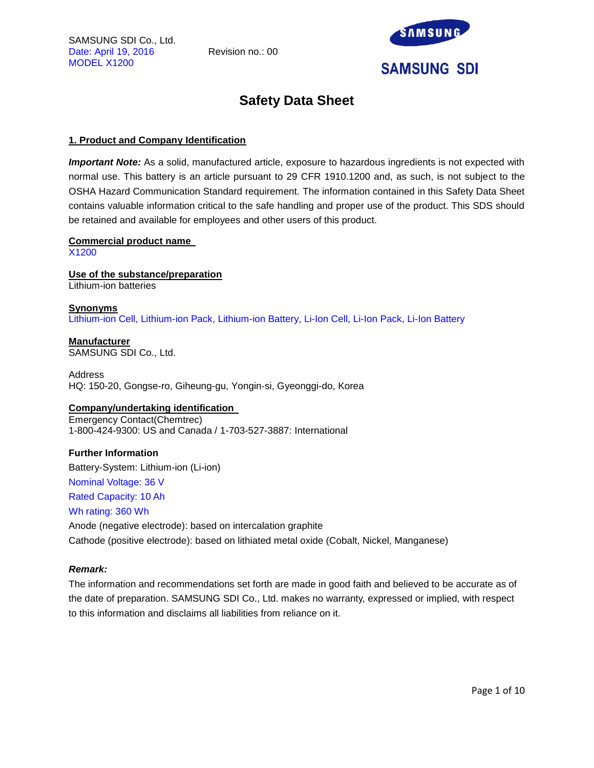SAMSUNG SDI Co., Ltd.
Date: April 19, 2016 Revision no.: 00
MODEL X1200

SAMSUNG SDI

# Safety Data Sheet

## 1. Product and Company Identification

***Important Note:*** As a solid, manufactured article, exposure to hazardous ingredients is not expected with normal use. This battery is an article pursuant to 29 CFR 1910.1200 and, as such, is not subject to the OSHA Hazard Communication Standard requirement. The information contained in this Safety Data Sheet contains valuable information critical to the safe handling and proper use of the product. This SDS should be retained and available for employees and other users of this product.

**Commercial product name**
X1200

**Use of the substance/preparation**
Lithium-ion batteries

**Synonyms**
Lithium-ion Cell, Lithium-ion Pack, Lithium-ion Battery, Li-Ion Cell, Li-Ion Pack, Li-Ion Battery

**Manufacturer**
SAMSUNG SDI Co., Ltd.

Address
HQ: 150-20, Gongse-ro, Giheung-gu, Yongin-si, Gyeonggi-do, Korea

**Company/undertaking identification**
Emergency Contact(Chemtrec)
1-800-424-9300: US and Canada / 1-703-527-3887: International

**Further Information**

Battery-System: Lithium-ion (Li-ion)

Nominal Voltage: 36 V

Rated Capacity: 10 Ah

Wh rating: 360 Wh

Anode (negative electrode): based on intercalation graphite

Cathode (positive electrode): based on lithiated metal oxide (Cobalt, Nickel, Manganese)

***Remark:***

The information and recommendations set forth are made in good faith and believed to be accurate as of the date of preparation. SAMSUNG SDI Co., Ltd. makes no warranty, expressed or implied, with respect to this information and disclaims all liabilities from reliance on it.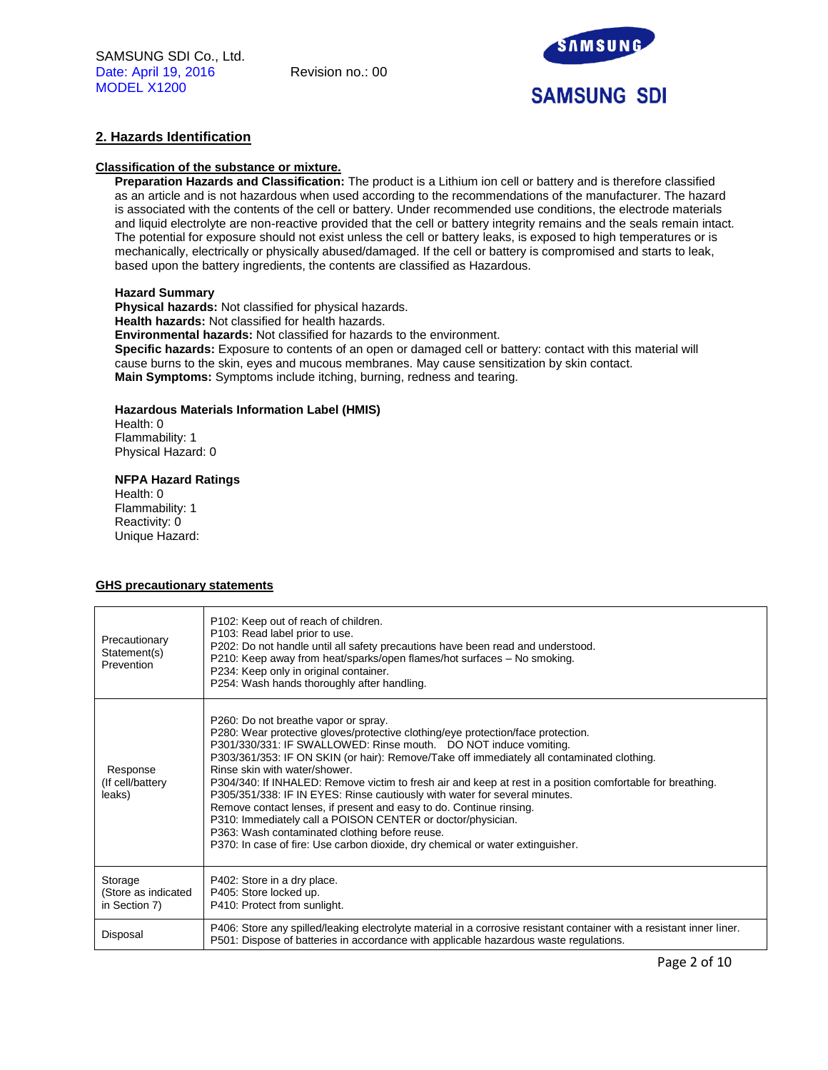## 2. Hazards Identification

**Classification of the substance or mixture.**

**Preparation Hazards and Classification:** The product is a Lithium ion cell or battery and is therefore classified as an article and is not hazardous when used according to the recommendations of the manufacturer. The hazard is associated with the contents of the cell or battery. Under recommended use conditions, the electrode materials and liquid electrolyte are non-reactive provided that the cell or battery integrity remains and the seals remain intact. The potential for exposure should not exist unless the cell or battery leaks, is exposed to high temperatures or is mechanically, electrically or physically abused/damaged. If the cell or battery is compromised and starts to leak, based upon the battery ingredients, the contents are classified as Hazardous.

**Hazard Summary**

**Physical hazards:** Not classified for physical hazards.
**Health hazards:** Not classified for health hazards.
**Environmental hazards:** Not classified for hazards to the environment.
**Specific hazards:** Exposure to contents of an open or damaged cell or battery: contact with this material will cause burns to the skin, eyes and mucous membranes. May cause sensitization by skin contact.
**Main Symptoms:** Symptoms include itching, burning, redness and tearing.

**Hazardous Materials Information Label (HMIS)**

Health: 0
Flammability: 1
Physical Hazard: 0

**NFPA Hazard Ratings**

Health: 0
Flammability: 1
Reactivity: 0
Unique Hazard:

**GHS precautionary statements**

| | |
|---|---|
| Precautionary Statement(s) Prevention | P102: Keep out of reach of children.<br>P103: Read label prior to use.<br>P202: Do not handle until all safety precautions have been read and understood.<br>P210: Keep away from heat/sparks/open flames/hot surfaces – No smoking.<br>P234: Keep only in original container.<br>P254: Wash hands thoroughly after handling. |
| Response (If cell/battery leaks) | P260: Do not breathe vapor or spray.<br>P280: Wear protective gloves/protective clothing/eye protection/face protection.<br>P301/330/331: IF SWALLOWED: Rinse mouth. DO NOT induce vomiting.<br>P303/361/353: IF ON SKIN (or hair): Remove/Take off immediately all contaminated clothing. Rinse skin with water/shower.<br>P304/340: If INHALED: Remove victim to fresh air and keep at rest in a position comfortable for breathing.<br>P305/351/338: IF IN EYES: Rinse cautiously with water for several minutes. Remove contact lenses, if present and easy to do. Continue rinsing.<br>P310: Immediately call a POISON CENTER or doctor/physician.<br>P363: Wash contaminated clothing before reuse.<br>P370: In case of fire: Use carbon dioxide, dry chemical or water extinguisher. |
| Storage (Store as indicated in Section 7) | P402: Store in a dry place.<br>P405: Store locked up.<br>P410: Protect from sunlight. |
| Disposal | P406: Store any spilled/leaking electrolyte material in a corrosive resistant container with a resistant inner liner.<br>P501: Dispose of batteries in accordance with applicable hazardous waste regulations. |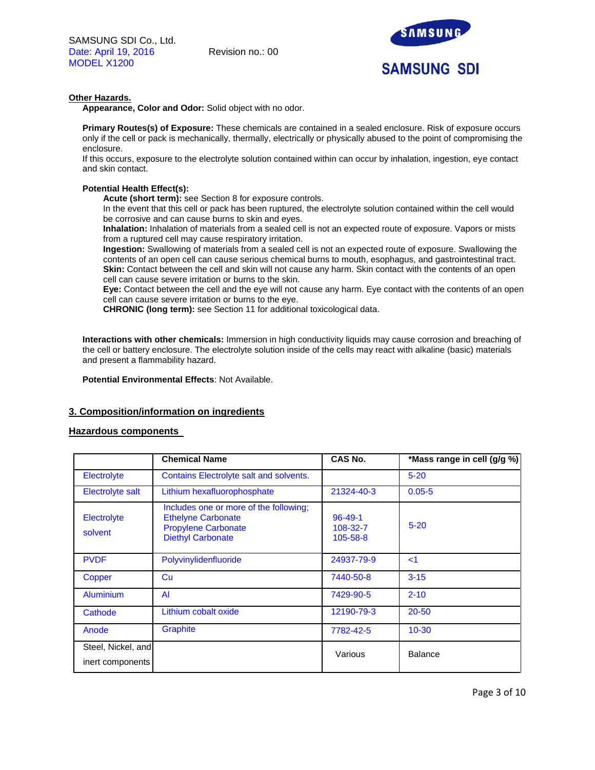**Other Hazards.**

**Appearance, Color and Odor:** Solid object with no odor.

**Primary Routes(s) of Exposure:** These chemicals are contained in a sealed enclosure. Risk of exposure occurs only if the cell or pack is mechanically, thermally, electrically or physically abused to the point of compromising the enclosure.
If this occurs, exposure to the electrolyte solution contained within can occur by inhalation, ingestion, eye contact and skin contact.

**Potential Health Effect(s):**

**Acute (short term):** see Section 8 for exposure controls.
In the event that this cell or pack has been ruptured, the electrolyte solution contained within the cell would be corrosive and can cause burns to skin and eyes.
**Inhalation:** Inhalation of materials from a sealed cell is not an expected route of exposure. Vapors or mists from a ruptured cell may cause respiratory irritation.
**Ingestion:** Swallowing of materials from a sealed cell is not an expected route of exposure. Swallowing the contents of an open cell can cause serious chemical burns to mouth, esophagus, and gastrointestinal tract.
**Skin:** Contact between the cell and skin will not cause any harm. Skin contact with the contents of an open cell can cause severe irritation or burns to the skin.
**Eye:** Contact between the cell and the eye will not cause any harm. Eye contact with the contents of an open cell can cause severe irritation or burns to the eye.
**CHRONIC (long term):** see Section 11 for additional toxicological data.

**Interactions with other chemicals:** Immersion in high conductivity liquids may cause corrosion and breaching of the cell or battery enclosure. The electrolyte solution inside of the cells may react with alkaline (basic) materials and present a flammability hazard.

**Potential Environmental Effects**: Not Available.

## 3. Composition/information on ingredients

### Hazardous components

| | Chemical Name | CAS No. | *Mass range in cell (g/g %) |
|---|---|---|---|
| Electrolyte | Contains Electrolyte salt and solvents. | | 5-20 |
| Electrolyte salt | Lithium hexafluorophosphate | 21324-40-3 | 0.05-5 |
| Electrolyte solvent | Includes one or more of the following; Ethelyne Carbonate Propylene Carbonate Diethyl Carbonate | 96-49-1 108-32-7 105-58-8 | 5-20 |
| PVDF | Polyvinylidenfluoride | 24937-79-9 | <1 |
| Copper | Cu | 7440-50-8 | 3-15 |
| Aluminium | Al | 7429-90-5 | 2-10 |
| Cathode | Lithium cobalt oxide | 12190-79-3 | 20-50 |
| Anode | Graphite | 7782-42-5 | 10-30 |
| Steel, Nickel, and inert components | | Various | Balance |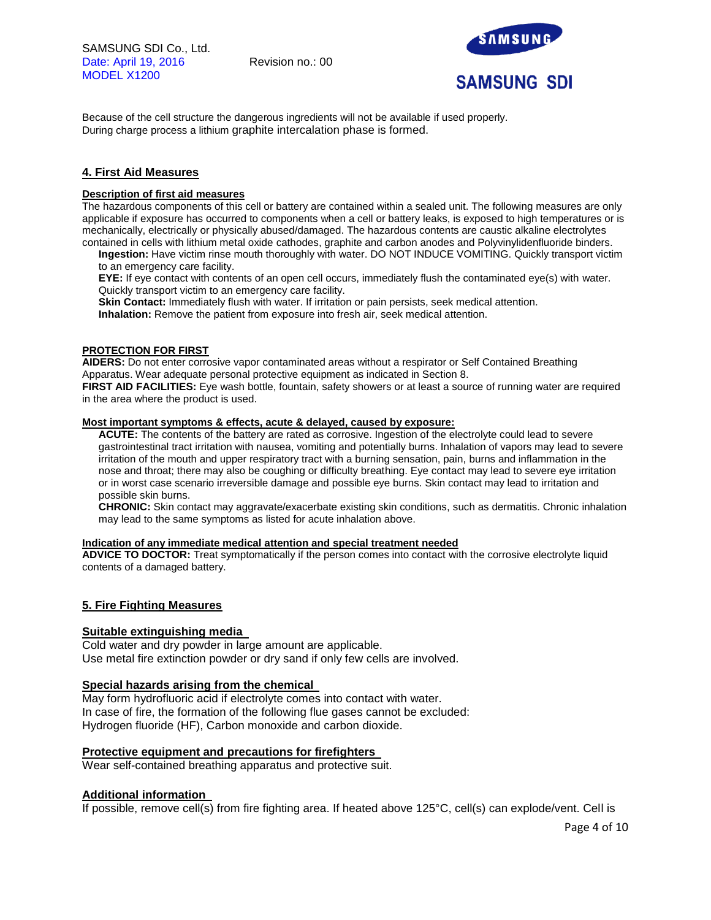Because of the cell structure the dangerous ingredients will not be available if used properly.
During charge process a lithium graphite intercalation phase is formed.

## 4. First Aid Measures

### Description of first aid measures

The hazardous components of this cell or battery are contained within a sealed unit. The following measures are only applicable if exposure has occurred to components when a cell or battery leaks, is exposed to high temperatures or is mechanically, electrically or physically abused/damaged. The hazardous contents are caustic alkaline electrolytes contained in cells with lithium metal oxide cathodes, graphite and carbon anodes and Polyvinylidenfluoride binders.

**Ingestion:** Have victim rinse mouth thoroughly with water. DO NOT INDUCE VOMITING. Quickly transport victim to an emergency care facility.

**EYE:** If eye contact with contents of an open cell occurs, immediately flush the contaminated eye(s) with water. Quickly transport victim to an emergency care facility.

**Skin Contact:** Immediately flush with water. If irritation or pain persists, seek medical attention.

**Inhalation:** Remove the patient from exposure into fresh air, seek medical attention.

### PROTECTION FOR FIRST

**AIDERS:** Do not enter corrosive vapor contaminated areas without a respirator or Self Contained Breathing Apparatus. Wear adequate personal protective equipment as indicated in Section 8.

**FIRST AID FACILITIES:** Eye wash bottle, fountain, safety showers or at least a source of running water are required in the area where the product is used.

### Most important symptoms & effects, acute & delayed, caused by exposure:

**ACUTE:** The contents of the battery are rated as corrosive. Ingestion of the electrolyte could lead to severe gastrointestinal tract irritation with nausea, vomiting and potentially burns. Inhalation of vapors may lead to severe irritation of the mouth and upper respiratory tract with a burning sensation, pain, burns and inflammation in the nose and throat; there may also be coughing or difficulty breathing. Eye contact may lead to severe eye irritation or in worst case scenario irreversible damage and possible eye burns. Skin contact may lead to irritation and possible skin burns.

**CHRONIC:** Skin contact may aggravate/exacerbate existing skin conditions, such as dermatitis. Chronic inhalation may lead to the same symptoms as listed for acute inhalation above.

### Indication of any immediate medical attention and special treatment needed

**ADVICE TO DOCTOR:** Treat symptomatically if the person comes into contact with the corrosive electrolyte liquid contents of a damaged battery.

## 5. Fire Fighting Measures

### Suitable extinguishing media

Cold water and dry powder in large amount are applicable.
Use metal fire extinction powder or dry sand if only few cells are involved.

### Special hazards arising from the chemical

May form hydrofluoric acid if electrolyte comes into contact with water.
In case of fire, the formation of the following flue gases cannot be excluded:
Hydrogen fluoride (HF), Carbon monoxide and carbon dioxide.

### Protective equipment and precautions for firefighters

Wear self-contained breathing apparatus and protective suit.

### Additional information

If possible, remove cell(s) from fire fighting area. If heated above 125°C, cell(s) can explode/vent. Cell is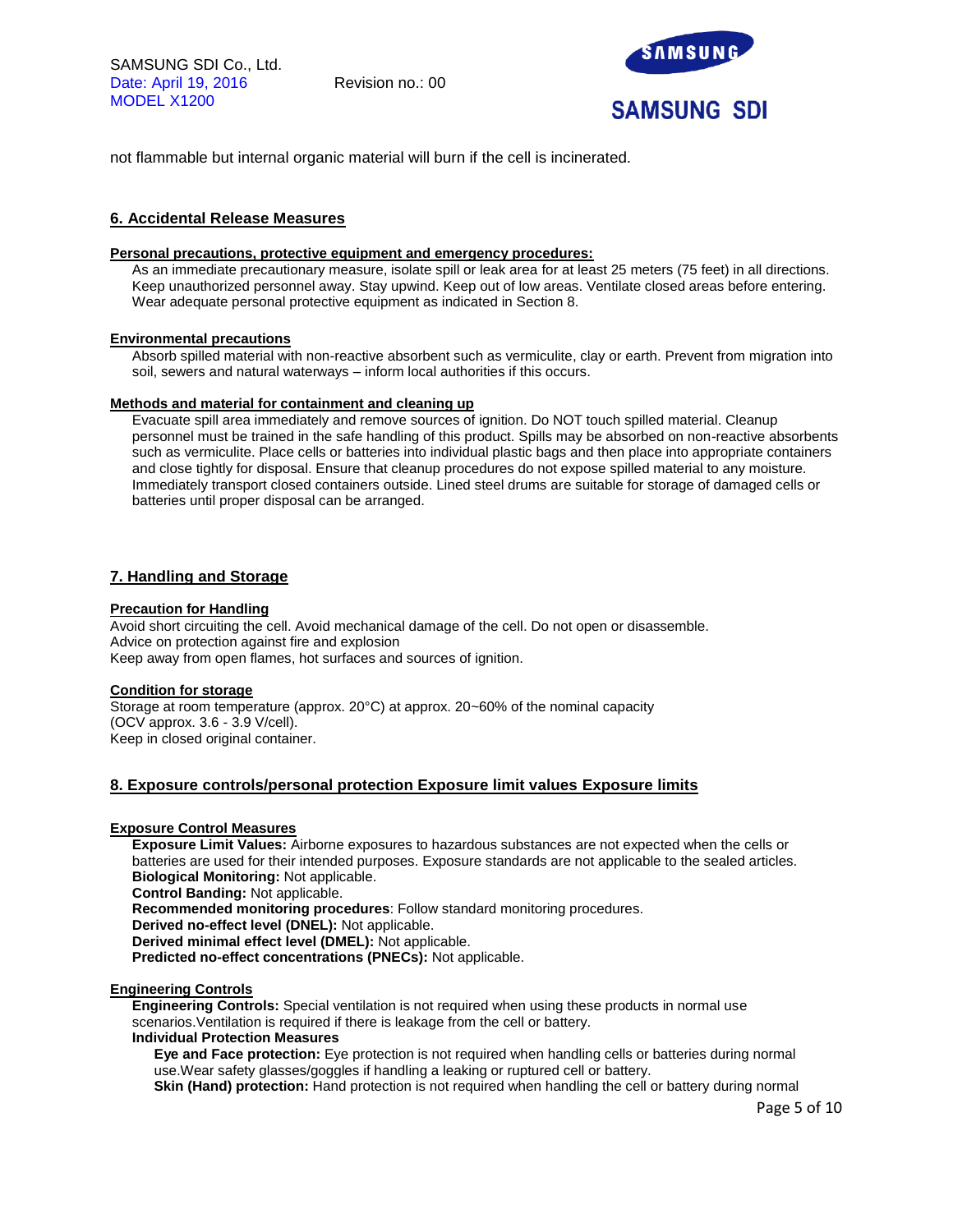not flammable but internal organic material will burn if the cell is incinerated.

## 6. Accidental Release Measures

**Personal precautions, protective equipment and emergency procedures:**

As an immediate precautionary measure, isolate spill or leak area for at least 25 meters (75 feet) in all directions. Keep unauthorized personnel away. Stay upwind. Keep out of low areas. Ventilate closed areas before entering. Wear adequate personal protective equipment as indicated in Section 8.

**Environmental precautions**

Absorb spilled material with non-reactive absorbent such as vermiculite, clay or earth. Prevent from migration into soil, sewers and natural waterways – inform local authorities if this occurs.

**Methods and material for containment and cleaning up**

Evacuate spill area immediately and remove sources of ignition. Do NOT touch spilled material. Cleanup personnel must be trained in the safe handling of this product. Spills may be absorbed on non-reactive absorbents such as vermiculite. Place cells or batteries into individual plastic bags and then place into appropriate containers and close tightly for disposal. Ensure that cleanup procedures do not expose spilled material to any moisture. Immediately transport closed containers outside. Lined steel drums are suitable for storage of damaged cells or batteries until proper disposal can be arranged.

## 7. Handling and Storage

**Precaution for Handling**

Avoid short circuiting the cell. Avoid mechanical damage of the cell. Do not open or disassemble.
Advice on protection against fire and explosion
Keep away from open flames, hot surfaces and sources of ignition.

**Condition for storage**

Storage at room temperature (approx. 20°C) at approx. 20~60% of the nominal capacity (OCV approx. 3.6 - 3.9 V/cell).
Keep in closed original container.

## 8. Exposure controls/personal protection Exposure limit values Exposure limits

**Exposure Control Measures**

**Exposure Limit Values:** Airborne exposures to hazardous substances are not expected when the cells or batteries are used for their intended purposes. Exposure standards are not applicable to the sealed articles.
**Biological Monitoring:** Not applicable.
**Control Banding:** Not applicable.
**Recommended monitoring procedures**: Follow standard monitoring procedures.
**Derived no-effect level (DNEL):** Not applicable.
**Derived minimal effect level (DMEL):** Not applicable.
**Predicted no-effect concentrations (PNECs):** Not applicable.

**Engineering Controls**

**Engineering Controls:** Special ventilation is not required when using these products in normal use scenarios.Ventilation is required if there is leakage from the cell or battery.

**Individual Protection Measures**

**Eye and Face protection:** Eye protection is not required when handling cells or batteries during normal use.Wear safety glasses/goggles if handling a leaking or ruptured cell or battery.
**Skin (Hand) protection:** Hand protection is not required when handling the cell or battery during normal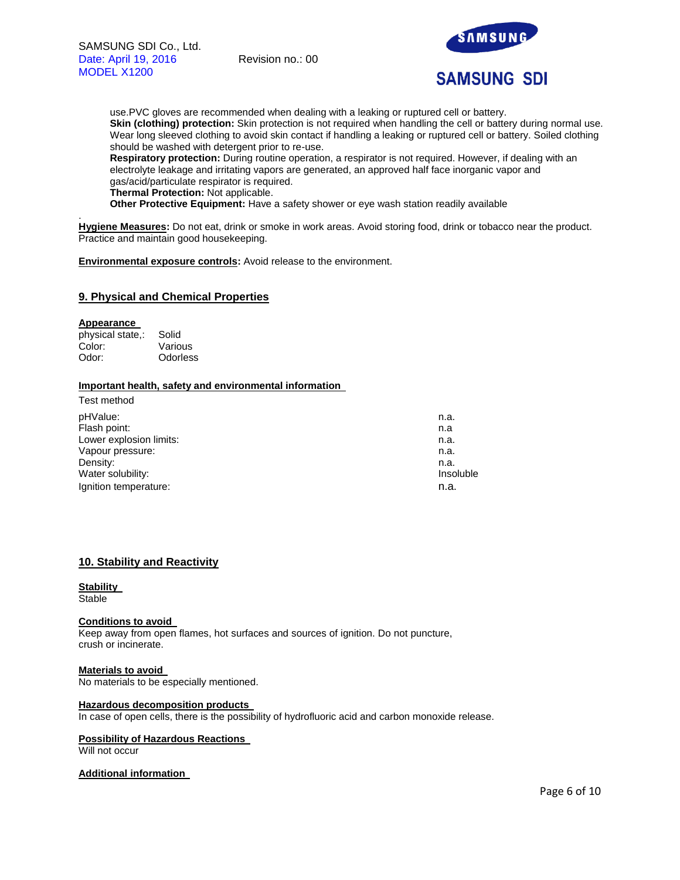use.PVC gloves are recommended when dealing with a leaking or ruptured cell or battery.
**Skin (clothing) protection:** Skin protection is not required when handling the cell or battery during normal use. Wear long sleeved clothing to avoid skin contact if handling a leaking or ruptured cell or battery. Soiled clothing should be washed with detergent prior to re-use.
**Respiratory protection:** During routine operation, a respirator is not required. However, if dealing with an electrolyte leakage and irritating vapors are generated, an approved half face inorganic vapor and gas/acid/particulate respirator is required.
**Thermal Protection:** Not applicable.
**Other Protective Equipment:** Have a safety shower or eye wash station readily available

.
**Hygiene Measures:** Do not eat, drink or smoke in work areas. Avoid storing food, drink or tobacco near the product. Practice and maintain good housekeeping.

**Environmental exposure controls:** Avoid release to the environment.

## 9. Physical and Chemical Properties

**Appearance**

| | |
|---|---|
| physical state,: | Solid |
| Color: | Various |
| Odor: | Odorless |

**Important health, safety and environmental information**

Test method

| | |
|---|---|
| pHValue: | n.a. |
| Flash point: | n.a |
| Lower explosion limits: | n.a. |
| Vapour pressure: | n.a. |
| Density: | n.a. |
| Water solubility: | Insoluble |
| Ignition temperature: | n.a. |

## 10. Stability and Reactivity

**Stability**
Stable

**Conditions to avoid**
Keep away from open flames, hot surfaces and sources of ignition. Do not puncture, crush or incinerate.

**Materials to avoid**
No materials to be especially mentioned.

**Hazardous decomposition products**
In case of open cells, there is the possibility of hydrofluoric acid and carbon monoxide release.

**Possibility of Hazardous Reactions**
Will not occur

**Additional information**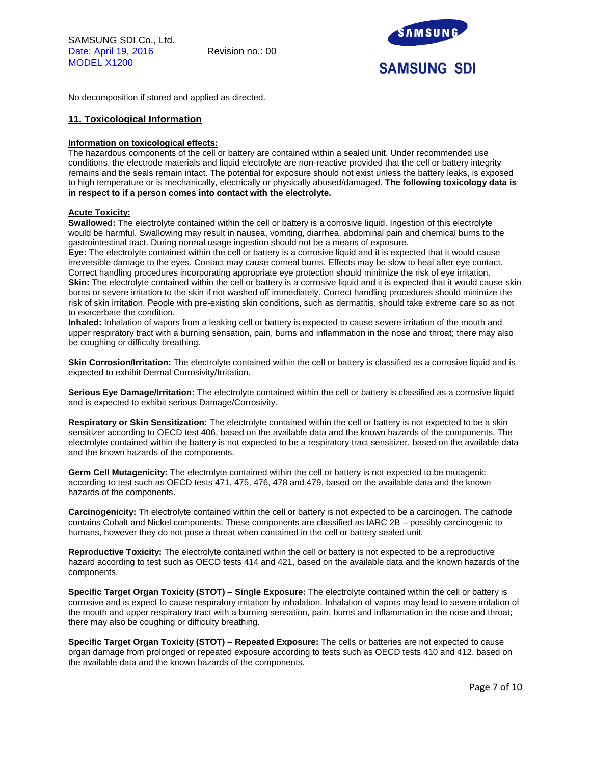No decomposition if stored and applied as directed.

## 11. Toxicological Information

**Information on toxicological effects:**

The hazardous components of the cell or battery are contained within a sealed unit. Under recommended use conditions, the electrode materials and liquid electrolyte are non-reactive provided that the cell or battery integrity remains and the seals remain intact. The potential for exposure should not exist unless the battery leaks, is exposed to high temperature or is mechanically, electrically or physically abused/damaged. **The following toxicology data is in respect to if a person comes into contact with the electrolyte.**

**Acute Toxicity:**

**Swallowed:** The electrolyte contained within the cell or battery is a corrosive liquid. Ingestion of this electrolyte would be harmful. Swallowing may result in nausea, vomiting, diarrhea, abdominal pain and chemical burns to the gastrointestinal tract. During normal usage ingestion should not be a means of exposure.

**Eye:** The electrolyte contained within the cell or battery is a corrosive liquid and it is expected that it would cause irreversible damage to the eyes. Contact may cause corneal burns. Effects may be slow to heal after eye contact. Correct handling procedures incorporating appropriate eye protection should minimize the risk of eye irritation.

**Skin:** The electrolyte contained within the cell or battery is a corrosive liquid and it is expected that it would cause skin burns or severe irritation to the skin if not washed off immediately. Correct handling procedures should minimize the risk of skin irritation. People with pre-existing skin conditions, such as dermatitis, should take extreme care so as not to exacerbate the condition.

**Inhaled:** Inhalation of vapors from a leaking cell or battery is expected to cause severe irritation of the mouth and upper respiratory tract with a burning sensation, pain, burns and inflammation in the nose and throat; there may also be coughing or difficulty breathing.

**Skin Corrosion/Irritation:** The electrolyte contained within the cell or battery is classified as a corrosive liquid and is expected to exhibit Dermal Corrosivity/Irritation.

**Serious Eye Damage/Irritation:** The electrolyte contained within the cell or battery is classified as a corrosive liquid and is expected to exhibit serious Damage/Corrosivity.

**Respiratory or Skin Sensitization:** The electrolyte contained within the cell or battery is not expected to be a skin sensitizer according to OECD test 406, based on the available data and the known hazards of the components. The electrolyte contained within the battery is not expected to be a respiratory tract sensitizer, based on the available data and the known hazards of the components.

**Germ Cell Mutagenicity:** The electrolyte contained within the cell or battery is not expected to be mutagenic according to test such as OECD tests 471, 475, 476, 478 and 479, based on the available data and the known hazards of the components.

**Carcinogenicity:** Th electrolyte contained within the cell or battery is not expected to be a carcinogen. The cathode contains Cobalt and Nickel components. These components are classified as IARC 2B – possibly carcinogenic to humans, however they do not pose a threat when contained in the cell or battery sealed unit.

**Reproductive Toxicity:** The electrolyte contained within the cell or battery is not expected to be a reproductive hazard according to test such as OECD tests 414 and 421, based on the available data and the known hazards of the components.

**Specific Target Organ Toxicity (STOT) – Single Exposure:** The electrolyte contained within the cell or battery is corrosive and is expect to cause respiratory irritation by inhalation. Inhalation of vapors may lead to severe irritation of the mouth and upper respiratory tract with a burning sensation, pain, burns and inflammation in the nose and throat; there may also be coughing or difficulty breathing.

**Specific Target Organ Toxicity (STOT) – Repeated Exposure:** The cells or batteries are not expected to cause organ damage from prolonged or repeated exposure according to tests such as OECD tests 410 and 412, based on the available data and the known hazards of the components.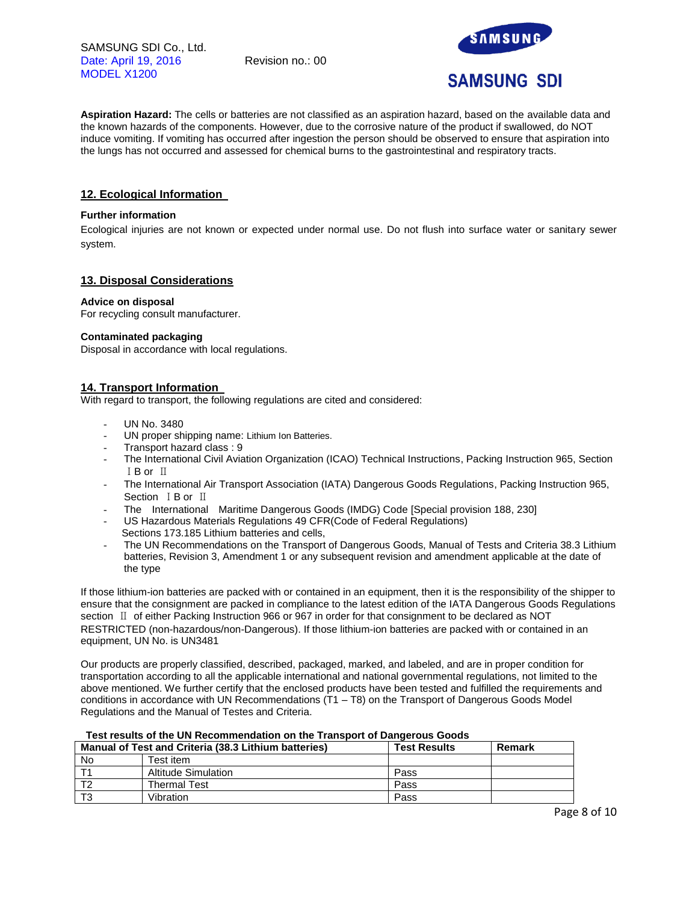**Aspiration Hazard:** The cells or batteries are not classified as an aspiration hazard, based on the available data and the known hazards of the components. However, due to the corrosive nature of the product if swallowed, do NOT induce vomiting. If vomiting has occurred after ingestion the person should be observed to ensure that aspiration into the lungs has not occurred and assessed for chemical burns to the gastrointestinal and respiratory tracts.

## 12. Ecological Information

**Further information**

Ecological injuries are not known or expected under normal use. Do not flush into surface water or sanitary sewer system.

## 13. Disposal Considerations

**Advice on disposal**

For recycling consult manufacturer.

**Contaminated packaging**

Disposal in accordance with local regulations.

## 14. Transport Information

With regard to transport, the following regulations are cited and considered:

- UN No. 3480
- UN proper shipping name: Lithium Ion Batteries.
- Transport hazard class : 9
- The International Civil Aviation Organization (ICAO) Technical Instructions, Packing Instruction 965, Section Ⅰ B or Ⅱ
- The International Air Transport Association (IATA) Dangerous Goods Regulations, Packing Instruction 965, Section Ⅰ B or Ⅱ
- The International Maritime Dangerous Goods (IMDG) Code [Special provision 188, 230]
- US Hazardous Materials Regulations 49 CFR(Code of Federal Regulations) Sections 173.185 Lithium batteries and cells,
- The UN Recommendations on the Transport of Dangerous Goods, Manual of Tests and Criteria 38.3 Lithium batteries, Revision 3, Amendment 1 or any subsequent revision and amendment applicable at the date of the type

If those lithium-ion batteries are packed with or contained in an equipment, then it is the responsibility of the shipper to ensure that the consignment are packed in compliance to the latest edition of the IATA Dangerous Goods Regulations section Ⅱ of either Packing Instruction 966 or 967 in order for that consignment to be declared as NOT RESTRICTED (non-hazardous/non-Dangerous). If those lithium-ion batteries are packed with or contained in an equipment, UN No. is UN3481

Our products are properly classified, described, packaged, marked, and labeled, and are in proper condition for transportation according to all the applicable international and national governmental regulations, not limited to the above mentioned. We further certify that the enclosed products have been tested and fulfilled the requirements and conditions in accordance with UN Recommendations (T1 – T8) on the Transport of Dangerous Goods Model Regulations and the Manual of Testes and Criteria.

**Test results of the UN Recommendation on the Transport of Dangerous Goods**

| **Manual of Test and Criteria (38.3 Lithium batteries)** | | **Test Results** | **Remark** |
|---|---|---|---|
| No | Test item | | |
| T1 | Altitude Simulation | Pass | |
| T2 | Thermal Test | Pass | |
| T3 | Vibration | Pass | |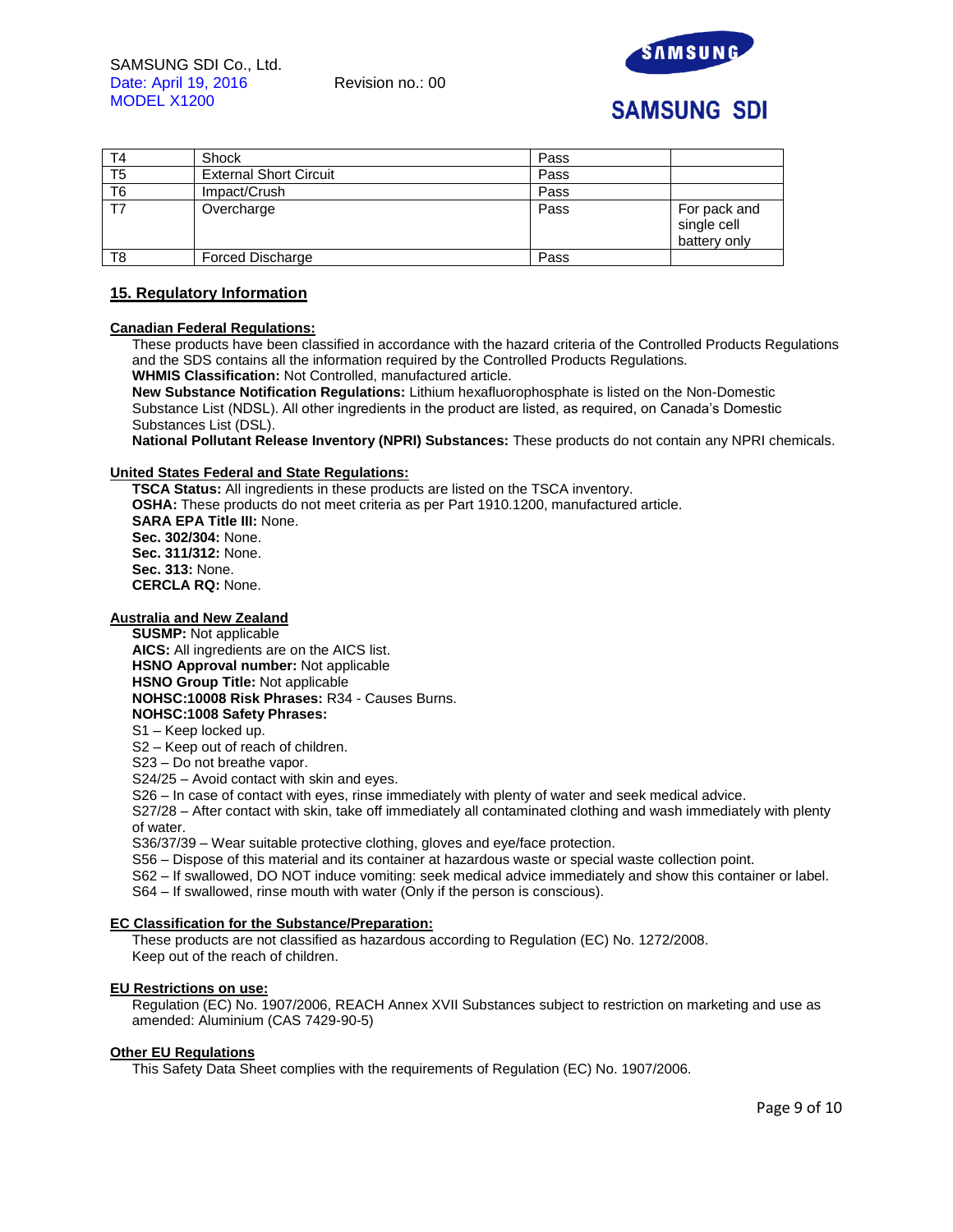| T4 | Shock | Pass | |
|---|---|---|---|
| T5 | External Short Circuit | Pass | |
| T6 | Impact/Crush | Pass | |
| T7 | Overcharge | Pass | For pack and single cell battery only |
| T8 | Forced Discharge | Pass | |

## 15. Regulatory Information

**Canadian Federal Regulations:**

These products have been classified in accordance with the hazard criteria of the Controlled Products Regulations and the SDS contains all the information required by the Controlled Products Regulations.

**WHMIS Classification:** Not Controlled, manufactured article.

**New Substance Notification Regulations:** Lithium hexafluorophosphate is listed on the Non-Domestic Substance List (NDSL). All other ingredients in the product are listed, as required, on Canada's Domestic Substances List (DSL).

**National Pollutant Release Inventory (NPRI) Substances:** These products do not contain any NPRI chemicals.

**United States Federal and State Regulations:**

**TSCA Status:** All ingredients in these products are listed on the TSCA inventory.
**OSHA:** These products do not meet criteria as per Part 1910.1200, manufactured article.
**SARA EPA Title III:** None.
**Sec. 302/304:** None.
**Sec. 311/312:** None.
**Sec. 313:** None.
**CERCLA RQ:** None.

**Australia and New Zealand**

**SUSMP:** Not applicable
**AICS:** All ingredients are on the AICS list.
**HSNO Approval number:** Not applicable
**HSNO Group Title:** Not applicable
**NOHSC:10008 Risk Phrases:** R34 - Causes Burns.
**NOHSC:1008 Safety Phrases:**
S1 – Keep locked up.
S2 – Keep out of reach of children.
S23 – Do not breathe vapor.
S24/25 – Avoid contact with skin and eyes.
S26 – In case of contact with eyes, rinse immediately with plenty of water and seek medical advice.
S27/28 – After contact with skin, take off immediately all contaminated clothing and wash immediately with plenty of water.
S36/37/39 – Wear suitable protective clothing, gloves and eye/face protection.
S56 – Dispose of this material and its container at hazardous waste or special waste collection point.
S62 – If swallowed, DO NOT induce vomiting: seek medical advice immediately and show this container or label.
S64 – If swallowed, rinse mouth with water (Only if the person is conscious).

**EC Classification for the Substance/Preparation:**

These products are not classified as hazardous according to Regulation (EC) No. 1272/2008.
Keep out of the reach of children.

**EU Restrictions on use:**

Regulation (EC) No. 1907/2006, REACH Annex XVII Substances subject to restriction on marketing and use as amended: Aluminium (CAS 7429-90-5)

**Other EU Regulations**

This Safety Data Sheet complies with the requirements of Regulation (EC) No. 1907/2006.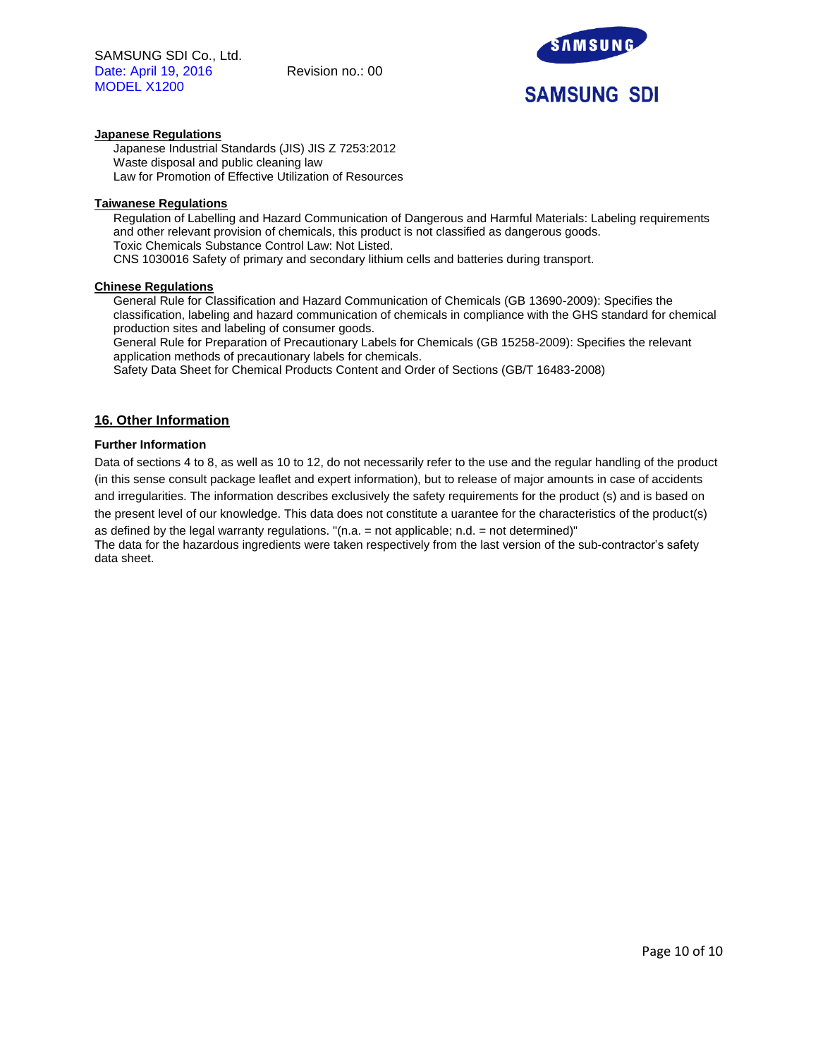**Japanese Regulations**

Japanese Industrial Standards (JIS) JIS Z 7253:2012
Waste disposal and public cleaning law
Law for Promotion of Effective Utilization of Resources

**Taiwanese Regulations**

Regulation of Labelling and Hazard Communication of Dangerous and Harmful Materials: Labeling requirements and other relevant provision of chemicals, this product is not classified as dangerous goods.
Toxic Chemicals Substance Control Law: Not Listed.
CNS 1030016 Safety of primary and secondary lithium cells and batteries during transport.

**Chinese Regulations**

General Rule for Classification and Hazard Communication of Chemicals (GB 13690-2009): Specifies the classification, labeling and hazard communication of chemicals in compliance with the GHS standard for chemical production sites and labeling of consumer goods.
General Rule for Preparation of Precautionary Labels for Chemicals (GB 15258-2009): Specifies the relevant application methods of precautionary labels for chemicals.
Safety Data Sheet for Chemical Products Content and Order of Sections (GB/T 16483-2008)

## 16. Other Information

**Further Information**

Data of sections 4 to 8, as well as 10 to 12, do not necessarily refer to the use and the regular handling of the product (in this sense consult package leaflet and expert information), but to release of major amounts in case of accidents and irregularities. The information describes exclusively the safety requirements for the product (s) and is based on the present level of our knowledge. This data does not constitute a uarantee for the characteristics of the product(s) as defined by the legal warranty regulations. "(n.a. = not applicable; n.d. = not determined)"
The data for the hazardous ingredients were taken respectively from the last version of the sub-contractor's safety data sheet.